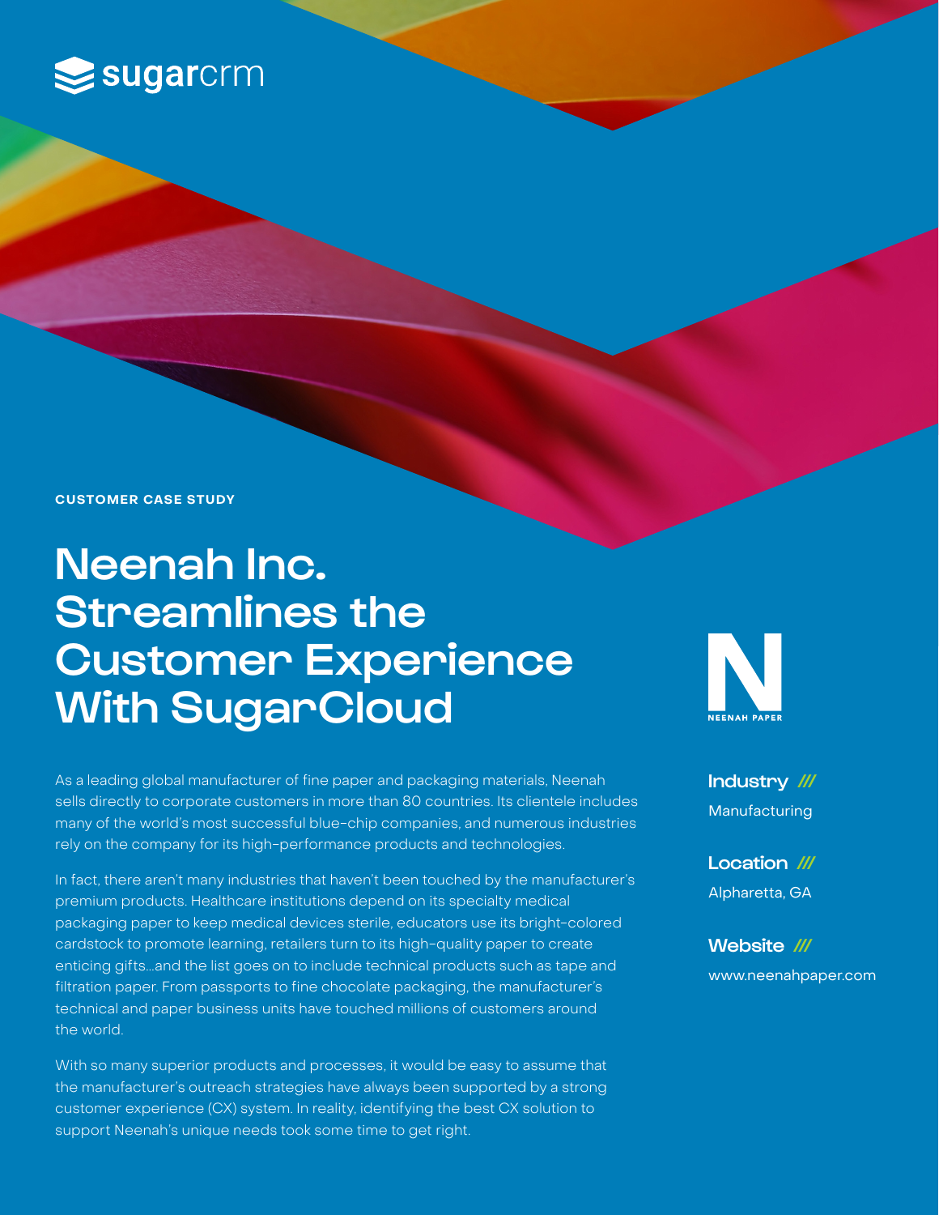sugarcrm

CUSTOMER CASE STUDY

# Neenah Inc. Streamlines the Customer Experience With SugarCloud

As a leading global manufacturer of fine paper and packaging materials, Neenah sells directly to corporate customers in more than 80 countries. Its clientele includes many of the world's most successful blue-chip companies, and numerous industries rely on the company for its high-performance products and technologies.

In fact, there aren't many industries that haven't been touched by the manufacturer's premium products. Healthcare institutions depend on its specialty medical packaging paper to keep medical devices sterile, educators use its bright-colored cardstock to promote learning, retailers turn to its high-quality paper to create enticing gifts…and the list goes on to include technical products such as tape and filtration paper. From passports to fine chocolate packaging, the manufacturer's technical and paper business units have touched millions of customers around the world.

With so many superior products and processes, it would be easy to assume that the manufacturer's outreach strategies have always been supported by a strong customer experience (CX) system. In reality, identifying the best CX solution to support Neenah's unique needs took some time to get right.

NEENAH PAPER

**Industry ///**
Manufacturing

**Location ///**
Alpharetta, GA

**Website ///**
www.neenahpaper.com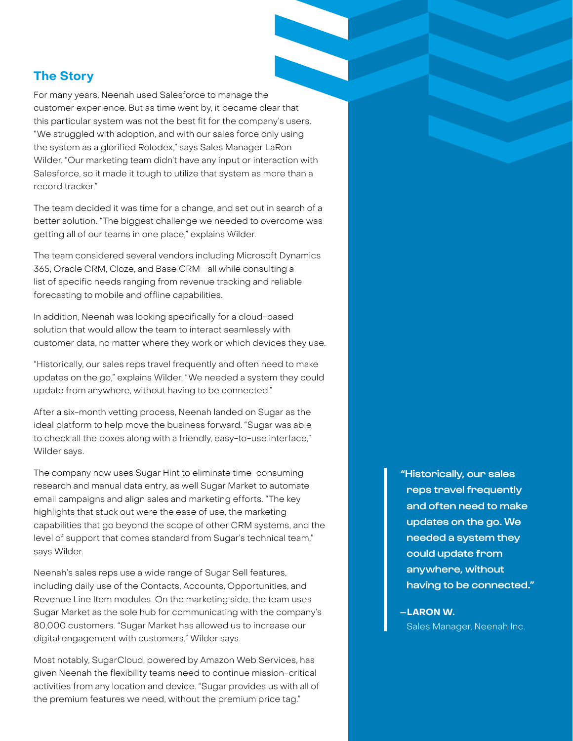## The Story

For many years, Neenah used Salesforce to manage the customer experience. But as time went by, it became clear that this particular system was not the best fit for the company's users. "We struggled with adoption, and with our sales force only using the system as a glorified Rolodex," says Sales Manager LaRon Wilder. "Our marketing team didn't have any input or interaction with Salesforce, so it made it tough to utilize that system as more than a record tracker."

The team decided it was time for a change, and set out in search of a better solution. "The biggest challenge we needed to overcome was getting all of our teams in one place," explains Wilder.

The team considered several vendors including Microsoft Dynamics 365, Oracle CRM, Cloze, and Base CRM—all while consulting a list of specific needs ranging from revenue tracking and reliable forecasting to mobile and offline capabilities.

In addition, Neenah was looking specifically for a cloud-based solution that would allow the team to interact seamlessly with customer data, no matter where they work or which devices they use.

"Historically, our sales reps travel frequently and often need to make updates on the go," explains Wilder. "We needed a system they could update from anywhere, without having to be connected."

After a six-month vetting process, Neenah landed on Sugar as the ideal platform to help move the business forward. "Sugar was able to check all the boxes along with a friendly, easy-to-use interface," Wilder says.

The company now uses Sugar Hint to eliminate time-consuming research and manual data entry, as well Sugar Market to automate email campaigns and align sales and marketing efforts. "The key highlights that stuck out were the ease of use, the marketing capabilities that go beyond the scope of other CRM systems, and the level of support that comes standard from Sugar's technical team," says Wilder.

Neenah's sales reps use a wide range of Sugar Sell features, including daily use of the Contacts, Accounts, Opportunities, and Revenue Line Item modules. On the marketing side, the team uses Sugar Market as the sole hub for communicating with the company's 80,000 customers. "Sugar Market has allowed us to increase our digital engagement with customers," Wilder says.

Most notably, SugarCloud, powered by Amazon Web Services, has given Neenah the flexibility teams need to continue mission-critical activities from any location and device. "Sugar provides us with all of the premium features we need, without the premium price tag."

> **"Historically, our sales reps travel frequently and often need to make updates on the go. We needed a system they could update from anywhere, without having to be connected."**
>
> **—LARON W.**
> Sales Manager, Neenah Inc.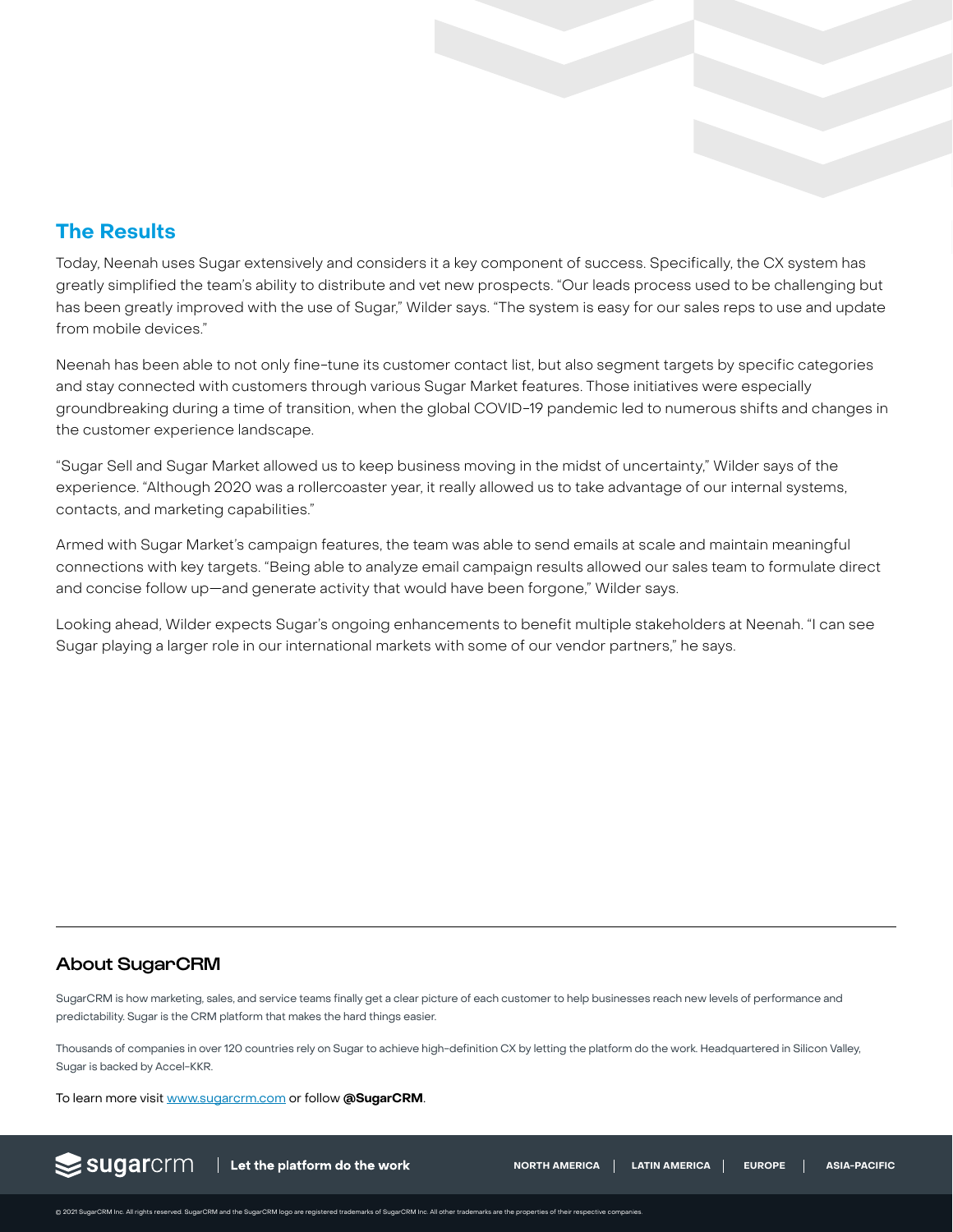## The Results

Today, Neenah uses Sugar extensively and considers it a key component of success. Specifically, the CX system has greatly simplified the team's ability to distribute and vet new prospects. "Our leads process used to be challenging but has been greatly improved with the use of Sugar," Wilder says. "The system is easy for our sales reps to use and update from mobile devices."

Neenah has been able to not only fine-tune its customer contact list, but also segment targets by specific categories and stay connected with customers through various Sugar Market features. Those initiatives were especially groundbreaking during a time of transition, when the global COVID-19 pandemic led to numerous shifts and changes in the customer experience landscape.

"Sugar Sell and Sugar Market allowed us to keep business moving in the midst of uncertainty," Wilder says of the experience. "Although 2020 was a rollercoaster year, it really allowed us to take advantage of our internal systems, contacts, and marketing capabilities."

Armed with Sugar Market's campaign features, the team was able to send emails at scale and maintain meaningful connections with key targets. "Being able to analyze email campaign results allowed our sales team to formulate direct and concise follow up—and generate activity that would have been forgone," Wilder says.

Looking ahead, Wilder expects Sugar's ongoing enhancements to benefit multiple stakeholders at Neenah. "I can see Sugar playing a larger role in our international markets with some of our vendor partners," he says.

---

### About SugarCRM

SugarCRM is how marketing, sales, and service teams finally get a clear picture of each customer to help businesses reach new levels of performance and predictability. Sugar is the CRM platform that makes the hard things easier.

Thousands of companies in over 120 countries rely on Sugar to achieve high-definition CX by letting the platform do the work. Headquartered in Silicon Valley, Sugar is backed by Accel-KKR.

To learn more visit [www.sugarcrm.com](http://www.sugarcrm.com) or follow **@SugarCRM**.

sugarcrm | **Let the platform do the work**

**NORTH AMERICA** | **LATIN AMERICA** | **EUROPE** | **ASIA-PACIFIC**

© 2021 SugarCRM Inc. All rights reserved. SugarCRM and the SugarCRM logo are registered trademarks of SugarCRM Inc. All other trademarks are the properties of their respective companies.